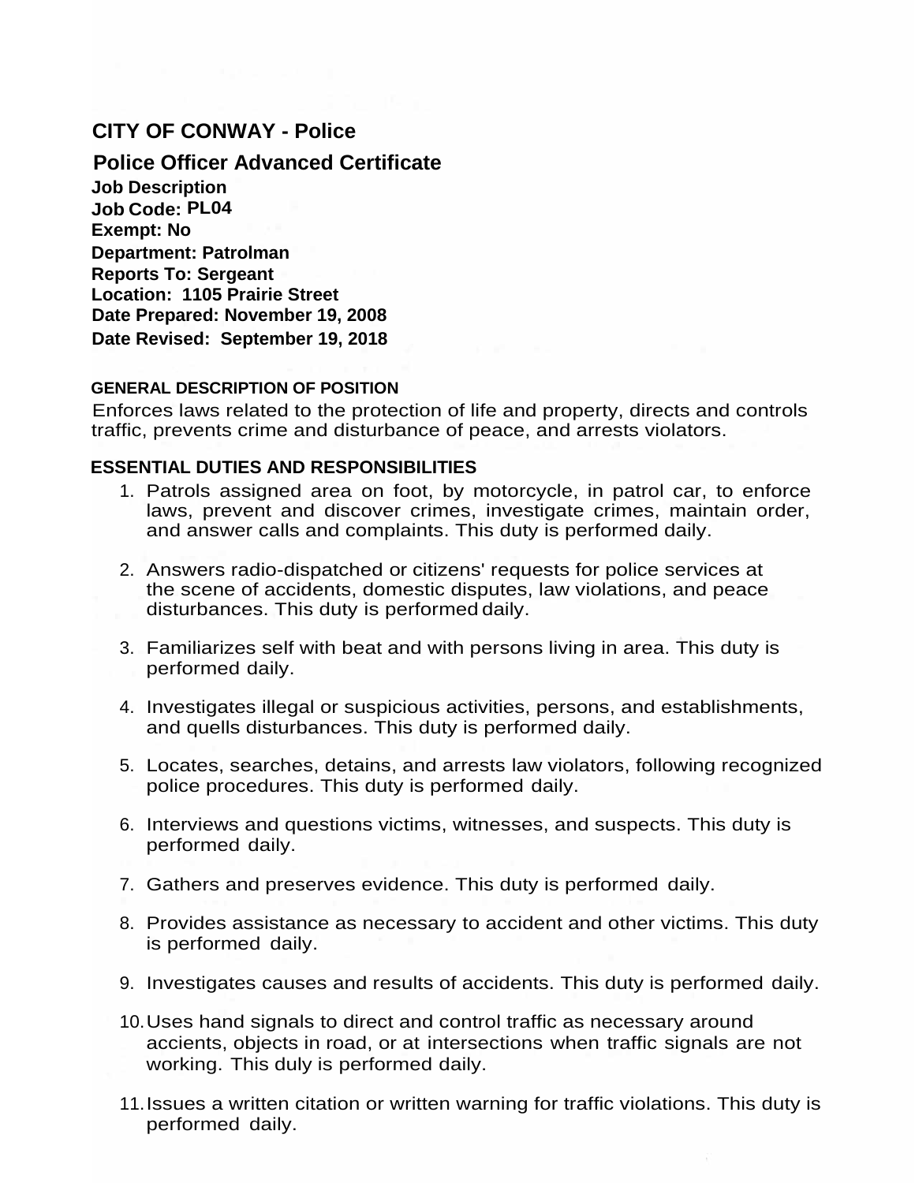# CITY OF CONWAY - Police

## Police Officer Advanced Certificate

**Job Description**
**Job Code: PL04**
**Exempt: No**
**Department: Patrolman**
**Reports To: Sergeant**
**Location: 1105 Prairie Street**
**Date Prepared: November 19, 2008**
**Date Revised: September 19, 2018**

### GENERAL DESCRIPTION OF POSITION

Enforces laws related to the protection of life and property, directs and controls traffic, prevents crime and disturbance of peace, and arrests violators.

### ESSENTIAL DUTIES AND RESPONSIBILITIES

1. Patrols assigned area on foot, by motorcycle, in patrol car, to enforce laws, prevent and discover crimes, investigate crimes, maintain order, and answer calls and complaints. This duty is performed daily.

2. Answers radio-dispatched or citizens' requests for police services at the scene of accidents, domestic disputes, law violations, and peace disturbances. This duty is performed daily.

3. Familiarizes self with beat and with persons living in area. This duty is performed daily.

4. Investigates illegal or suspicious activities, persons, and establishments, and quells disturbances. This duty is performed daily.

5. Locates, searches, detains, and arrests law violators, following recognized police procedures. This duty is performed daily.

6. Interviews and questions victims, witnesses, and suspects. This duty is performed daily.

7. Gathers and preserves evidence. This duty is performed daily.

8. Provides assistance as necessary to accident and other victims. This duty is performed daily.

9. Investigates causes and results of accidents. This duty is performed daily.

10. Uses hand signals to direct and control traffic as necessary around accients, objects in road, or at intersections when traffic signals are not working. This duly is performed daily.

11. Issues a written citation or written warning for traffic violations. This duty is performed daily.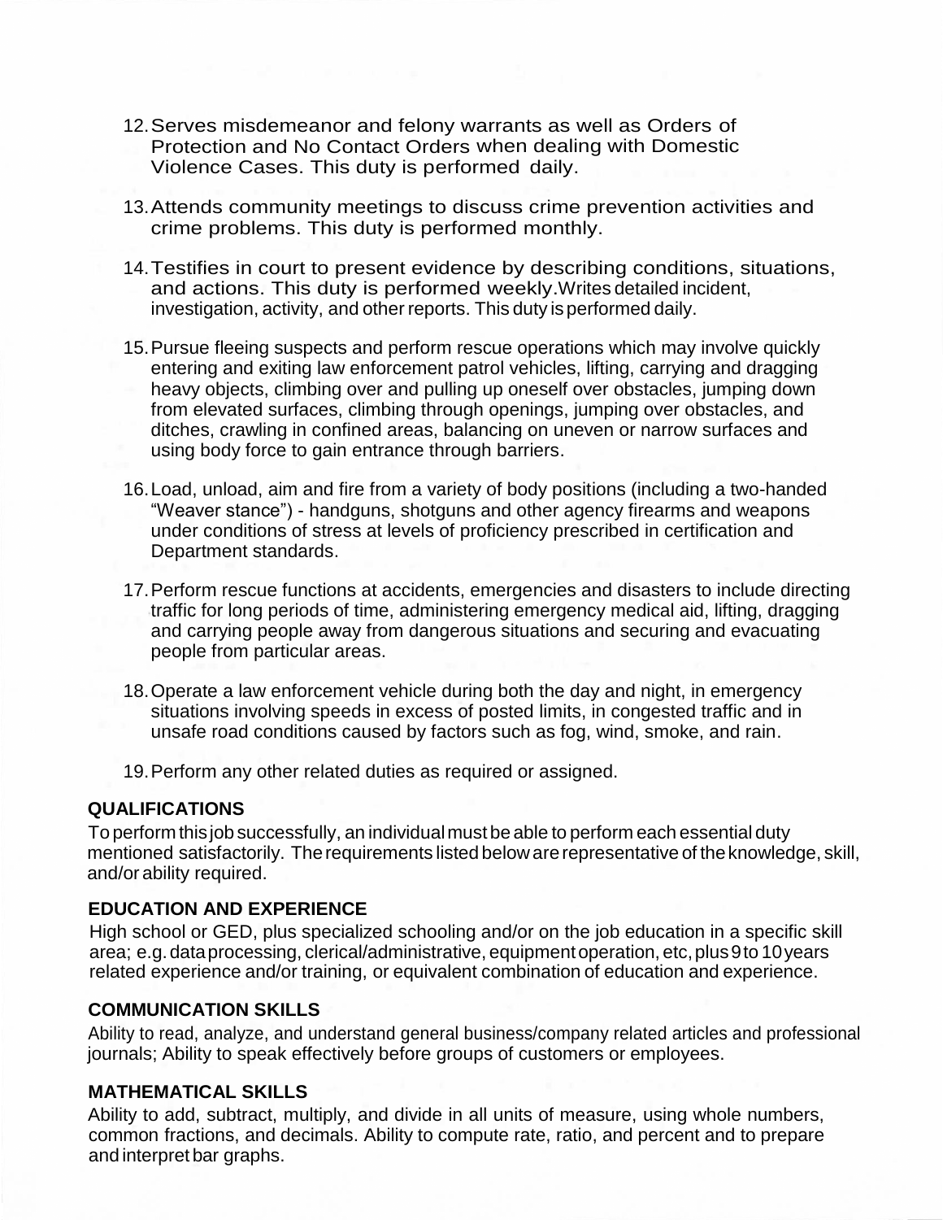12. Serves misdemeanor and felony warrants as well as Orders of Protection and No Contact Orders when dealing with Domestic Violence Cases. This duty is performed daily.

13. Attends community meetings to discuss crime prevention activities and crime problems. This duty is performed monthly.

14. Testifies in court to present evidence by describing conditions, situations, and actions. This duty is performed weekly.Writes detailed incident, investigation, activity, and other reports. This duty is performed daily.

15. Pursue fleeing suspects and perform rescue operations which may involve quickly entering and exiting law enforcement patrol vehicles, lifting, carrying and dragging heavy objects, climbing over and pulling up oneself over obstacles, jumping down from elevated surfaces, climbing through openings, jumping over obstacles, and ditches, crawling in confined areas, balancing on uneven or narrow surfaces and using body force to gain entrance through barriers.

16. Load, unload, aim and fire from a variety of body positions (including a two-handed "Weaver stance") - handguns, shotguns and other agency firearms and weapons under conditions of stress at levels of proficiency prescribed in certification and Department standards.

17. Perform rescue functions at accidents, emergencies and disasters to include directing traffic for long periods of time, administering emergency medical aid, lifting, dragging and carrying people away from dangerous situations and securing and evacuating people from particular areas.

18. Operate a law enforcement vehicle during both the day and night, in emergency situations involving speeds in excess of posted limits, in congested traffic and in unsafe road conditions caused by factors such as fog, wind, smoke, and rain.

19. Perform any other related duties as required or assigned.

## QUALIFICATIONS

To perform this job successfully, an individual must be able to perform each essential duty mentioned satisfactorily. The requirements listed below are representative of the knowledge, skill, and/or ability required.

## EDUCATION AND EXPERIENCE

High school or GED, plus specialized schooling and/or on the job education in a specific skill area; e.g. data processing, clerical/administrative, equipment operation, etc, plus 9 to 10 years related experience and/or training, or equivalent combination of education and experience.

## COMMUNICATION SKILLS

Ability to read, analyze, and understand general business/company related articles and professional journals; Ability to speak effectively before groups of customers or employees.

## MATHEMATICAL SKILLS

Ability to add, subtract, multiply, and divide in all units of measure, using whole numbers, common fractions, and decimals. Ability to compute rate, ratio, and percent and to prepare and interpret bar graphs.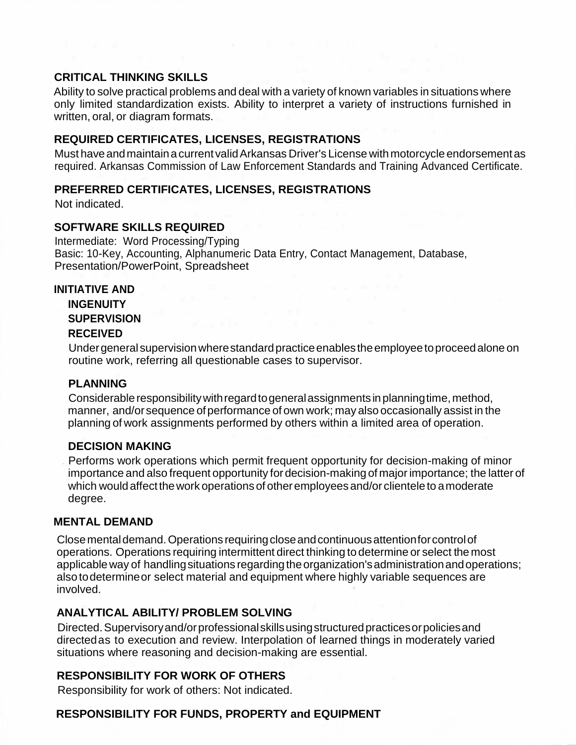## CRITICAL THINKING SKILLS

Ability to solve practical problems and deal with a variety of known variables in situations where only limited standardization exists. Ability to interpret a variety of instructions furnished in written, oral, or diagram formats.

## REQUIRED CERTIFICATES, LICENSES, REGISTRATIONS

Must have and maintain a current valid Arkansas Driver's License with motorcycle endorsement as required. Arkansas Commission of Law Enforcement Standards and Training Advanced Certificate.

## PREFERRED CERTIFICATES, LICENSES, REGISTRATIONS

Not indicated.

## SOFTWARE SKILLS REQUIRED

Intermediate: Word Processing/Typing
Basic: 10-Key, Accounting, Alphanumeric Data Entry, Contact Management, Database, Presentation/PowerPoint, Spreadsheet

## INITIATIVE AND INGENUITY

### SUPERVISION RECEIVED

Under general supervision where standard practice enables the employee to proceed alone on routine work, referring all questionable cases to supervisor.

### PLANNING

Considerable responsibility with regard to general assignments in planning time, method, manner, and/or sequence of performance of own work; may also occasionally assist in the planning of work assignments performed by others within a limited area of operation.

### DECISION MAKING

Performs work operations which permit frequent opportunity for decision-making of minor importance and also frequent opportunity for decision-making of major importance; the latter of which would affect the work operations of other employees and/or clientele to a moderate degree.

## MENTAL DEMAND

Close mental demand. Operations requiring close and continuous attention for control of operations. Operations requiring intermittent direct thinking to determine or select the most applicable way of handling situations regarding the organization's administration and operations; also to determine or select material and equipment where highly variable sequences are involved.

## ANALYTICAL ABILITY/ PROBLEM SOLVING

Directed. Supervisory and/or professional skills using structured practices or policies and directed as to execution and review. Interpolation of learned things in moderately varied situations where reasoning and decision-making are essential.

## RESPONSIBILITY FOR WORK OF OTHERS

Responsibility for work of others: Not indicated.

## RESPONSIBILITY FOR FUNDS, PROPERTY and EQUIPMENT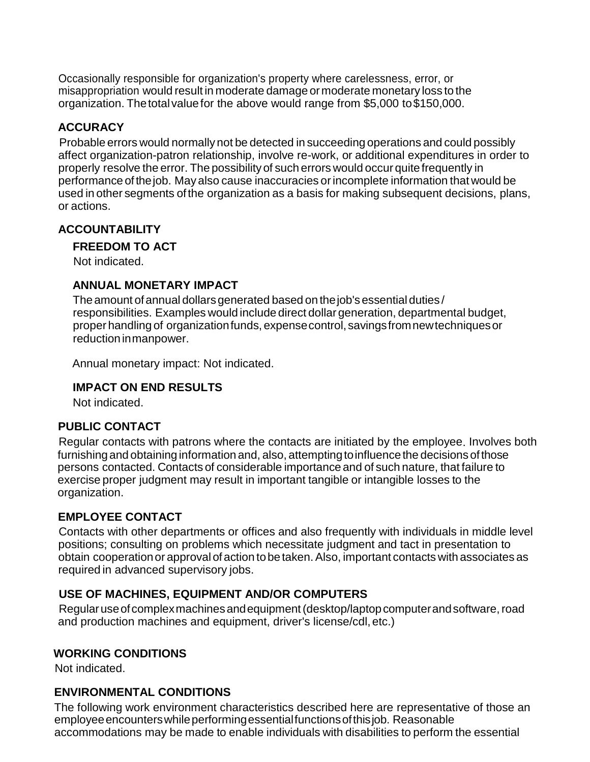Occasionally responsible for organization's property where carelessness, error, or misappropriation would result in moderate damage or moderate monetary loss to the organization. The total value for the above would range from $5,000 to $150,000.

## ACCURACY

Probable errors would normally not be detected in succeeding operations and could possibly affect organization-patron relationship, involve re-work, or additional expenditures in order to properly resolve the error. The possibility of such errors would occur quite frequently in performance of the job. May also cause inaccuracies or incomplete information that would be used in other segments of the organization as a basis for making subsequent decisions, plans, or actions.

## ACCOUNTABILITY

### FREEDOM TO ACT

Not indicated.

### ANNUAL MONETARY IMPACT

The amount of annual dollars generated based on the job's essential duties / responsibilities. Examples would include direct dollar generation, departmental budget, proper handling of organization funds, expense control, savings from new techniques or reduction in manpower.

Annual monetary impact: Not indicated.

### IMPACT ON END RESULTS

Not indicated.

## PUBLIC CONTACT

Regular contacts with patrons where the contacts are initiated by the employee. Involves both furnishing and obtaining information and, also, attempting to influence the decisions of those persons contacted. Contacts of considerable importance and of such nature, that failure to exercise proper judgment may result in important tangible or intangible losses to the organization.

## EMPLOYEE CONTACT

Contacts with other departments or offices and also frequently with individuals in middle level positions; consulting on problems which necessitate judgment and tact in presentation to obtain cooperation or approval of action to be taken. Also, important contacts with associates as required in advanced supervisory jobs.

## USE OF MACHINES, EQUIPMENT AND/OR COMPUTERS

Regular use of complex machines and equipment (desktop/laptop computer and software, road and production machines and equipment, driver's license/cdl, etc.)

## WORKING CONDITIONS

Not indicated.

## ENVIRONMENTAL CONDITIONS

The following work environment characteristics described here are representative of those an employee encounters while performing essential functions of this job. Reasonable accommodations may be made to enable individuals with disabilities to perform the essential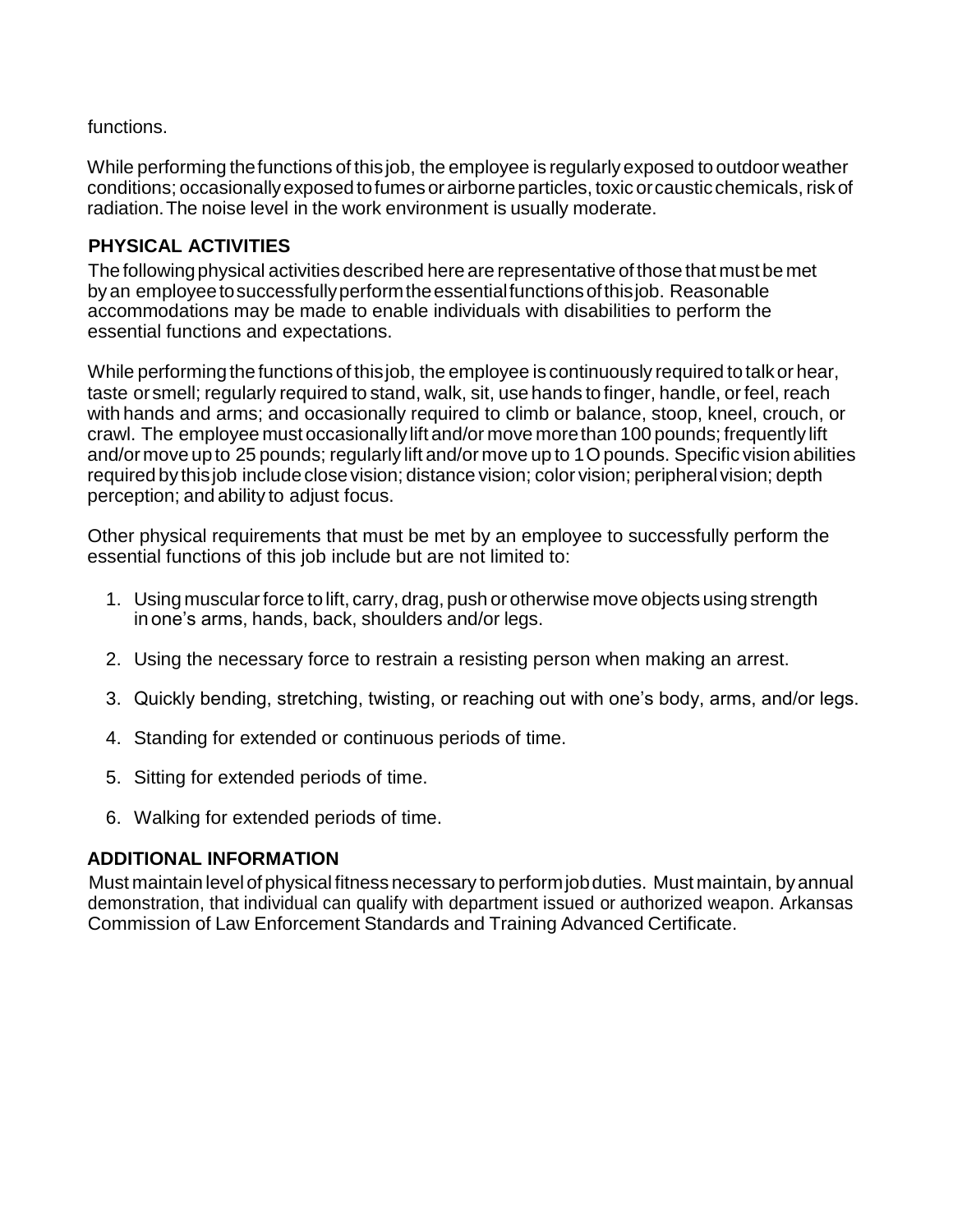functions.

While performing the functions of this job, the employee is regularly exposed to outdoor weather conditions; occasionally exposed to fumes or airborne particles, toxic or caustic chemicals, risk of radiation. The noise level in the work environment is usually moderate.

## PHYSICAL ACTIVITIES

The following physical activities described here are representative of those that must be met by an employee to successfully perform the essential functions of this job. Reasonable accommodations may be made to enable individuals with disabilities to perform the essential functions and expectations.

While performing the functions of this job, the employee is continuously required to talk or hear, taste or smell; regularly required to stand, walk, sit, use hands to finger, handle, or feel, reach with hands and arms; and occasionally required to climb or balance, stoop, kneel, crouch, or crawl. The employee must occasionally lift and/or move more than 100 pounds; frequently lift and/or move up to 25 pounds; regularly lift and/or move up to 1O pounds. Specific vision abilities required by this job include close vision; distance vision; color vision; peripheral vision; depth perception; and ability to adjust focus.

Other physical requirements that must be met by an employee to successfully perform the essential functions of this job include but are not limited to:

1. Using muscular force to lift, carry, drag, push or otherwise move objects using strength in one's arms, hands, back, shoulders and/or legs.
2. Using the necessary force to restrain a resisting person when making an arrest.
3. Quickly bending, stretching, twisting, or reaching out with one's body, arms, and/or legs.
4. Standing for extended or continuous periods of time.
5. Sitting for extended periods of time.
6. Walking for extended periods of time.

## ADDITIONAL INFORMATION

Must maintain level of physical fitness necessary to perform job duties. Must maintain, by annual demonstration, that individual can qualify with department issued or authorized weapon. Arkansas Commission of Law Enforcement Standards and Training Advanced Certificate.